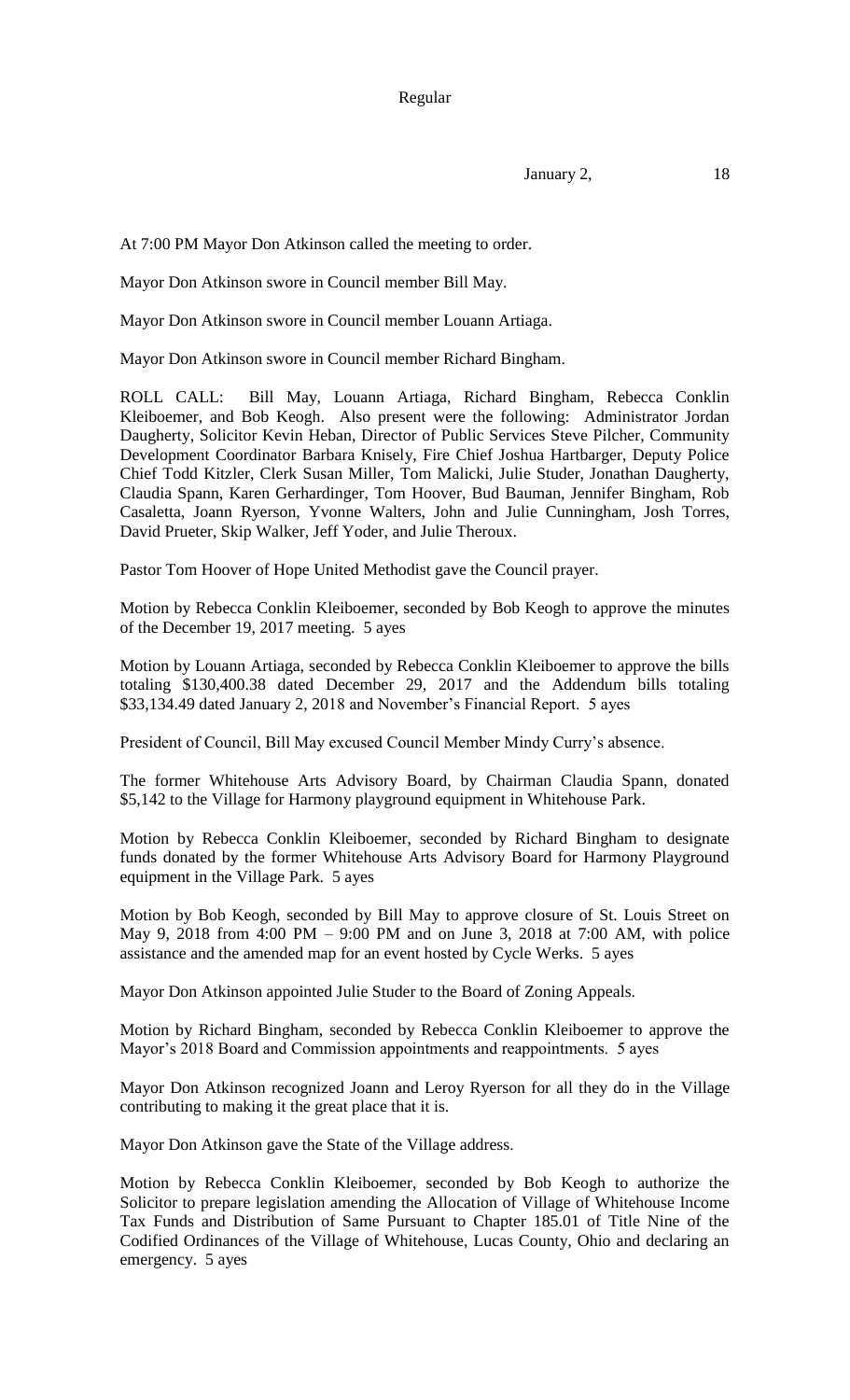Regular

January 2, 18

At 7:00 PM Mayor Don Atkinson called the meeting to order.

Mayor Don Atkinson swore in Council member Bill May.

Mayor Don Atkinson swore in Council member Louann Artiaga.

Mayor Don Atkinson swore in Council member Richard Bingham.

ROLL CALL: Bill May, Louann Artiaga, Richard Bingham, Rebecca Conklin Kleiboemer, and Bob Keogh. Also present were the following: Administrator Jordan Daugherty, Solicitor Kevin Heban, Director of Public Services Steve Pilcher, Community Development Coordinator Barbara Knisely, Fire Chief Joshua Hartbarger, Deputy Police Chief Todd Kitzler, Clerk Susan Miller, Tom Malicki, Julie Studer, Jonathan Daugherty, Claudia Spann, Karen Gerhardinger, Tom Hoover, Bud Bauman, Jennifer Bingham, Rob Casaletta, Joann Ryerson, Yvonne Walters, John and Julie Cunningham, Josh Torres, David Prueter, Skip Walker, Jeff Yoder, and Julie Theroux.

Pastor Tom Hoover of Hope United Methodist gave the Council prayer.

Motion by Rebecca Conklin Kleiboemer, seconded by Bob Keogh to approve the minutes of the December 19, 2017 meeting. 5 ayes

Motion by Louann Artiaga, seconded by Rebecca Conklin Kleiboemer to approve the bills totaling $130,400.38 dated December 29, 2017 and the Addendum bills totaling $33,134.49 dated January 2, 2018 and November's Financial Report. 5 ayes

President of Council, Bill May excused Council Member Mindy Curry's absence.

The former Whitehouse Arts Advisory Board, by Chairman Claudia Spann, donated $5,142 to the Village for Harmony playground equipment in Whitehouse Park.

Motion by Rebecca Conklin Kleiboemer, seconded by Richard Bingham to designate funds donated by the former Whitehouse Arts Advisory Board for Harmony Playground equipment in the Village Park. 5 ayes

Motion by Bob Keogh, seconded by Bill May to approve closure of St. Louis Street on May 9, 2018 from 4:00 PM – 9:00 PM and on June 3, 2018 at 7:00 AM, with police assistance and the amended map for an event hosted by Cycle Werks. 5 ayes

Mayor Don Atkinson appointed Julie Studer to the Board of Zoning Appeals.

Motion by Richard Bingham, seconded by Rebecca Conklin Kleiboemer to approve the Mayor's 2018 Board and Commission appointments and reappointments. 5 ayes

Mayor Don Atkinson recognized Joann and Leroy Ryerson for all they do in the Village contributing to making it the great place that it is.

Mayor Don Atkinson gave the State of the Village address.

Motion by Rebecca Conklin Kleiboemer, seconded by Bob Keogh to authorize the Solicitor to prepare legislation amending the Allocation of Village of Whitehouse Income Tax Funds and Distribution of Same Pursuant to Chapter 185.01 of Title Nine of the Codified Ordinances of the Village of Whitehouse, Lucas County, Ohio and declaring an emergency. 5 ayes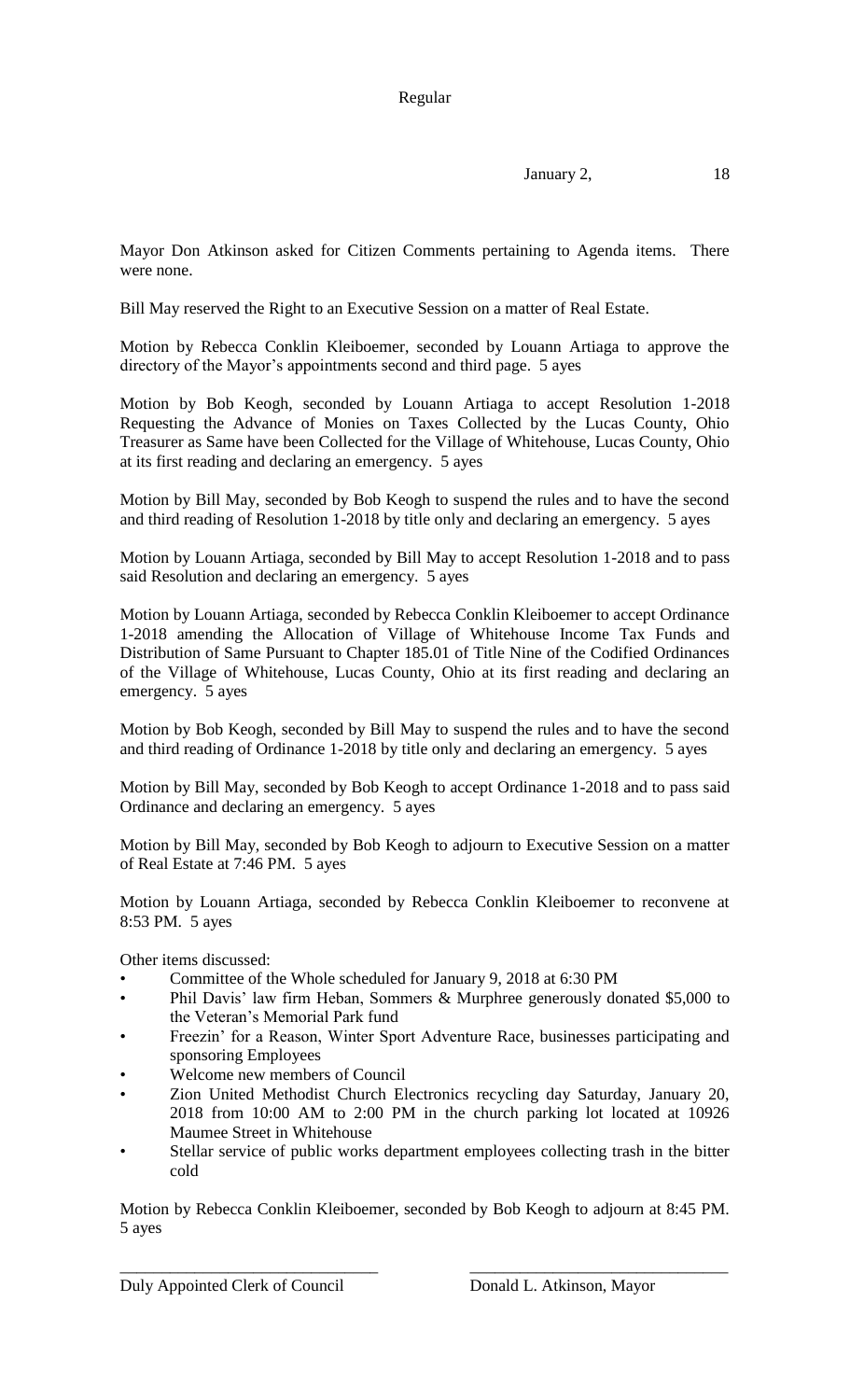Mayor Don Atkinson asked for Citizen Comments pertaining to Agenda items. There were none.

Bill May reserved the Right to an Executive Session on a matter of Real Estate.

Motion by Rebecca Conklin Kleiboemer, seconded by Louann Artiaga to approve the directory of the Mayor's appointments second and third page. 5 ayes

Motion by Bob Keogh, seconded by Louann Artiaga to accept Resolution 1-2018 Requesting the Advance of Monies on Taxes Collected by the Lucas County, Ohio Treasurer as Same have been Collected for the Village of Whitehouse, Lucas County, Ohio at its first reading and declaring an emergency. 5 ayes

Motion by Bill May, seconded by Bob Keogh to suspend the rules and to have the second and third reading of Resolution 1-2018 by title only and declaring an emergency. 5 ayes

Motion by Louann Artiaga, seconded by Bill May to accept Resolution 1-2018 and to pass said Resolution and declaring an emergency. 5 ayes

Motion by Louann Artiaga, seconded by Rebecca Conklin Kleiboemer to accept Ordinance 1-2018 amending the Allocation of Village of Whitehouse Income Tax Funds and Distribution of Same Pursuant to Chapter 185.01 of Title Nine of the Codified Ordinances of the Village of Whitehouse, Lucas County, Ohio at its first reading and declaring an emergency. 5 ayes

Motion by Bob Keogh, seconded by Bill May to suspend the rules and to have the second and third reading of Ordinance 1-2018 by title only and declaring an emergency. 5 ayes

Motion by Bill May, seconded by Bob Keogh to accept Ordinance 1-2018 and to pass said Ordinance and declaring an emergency. 5 ayes

Motion by Bill May, seconded by Bob Keogh to adjourn to Executive Session on a matter of Real Estate at 7:46 PM. 5 ayes

Motion by Louann Artiaga, seconded by Rebecca Conklin Kleiboemer to reconvene at 8:53 PM. 5 ayes

Other items discussed:

- Committee of the Whole scheduled for January 9, 2018 at 6:30 PM
- Phil Davis' law firm Heban, Sommers & Murphree generously donated $5,000 to the Veteran's Memorial Park fund
- Freezin' for a Reason, Winter Sport Adventure Race, businesses participating and sponsoring Employees
- Welcome new members of Council
- Zion United Methodist Church Electronics recycling day Saturday, January 20, 2018 from 10:00 AM to 2:00 PM in the church parking lot located at 10926 Maumee Street in Whitehouse
- Stellar service of public works department employees collecting trash in the bitter cold

Motion by Rebecca Conklin Kleiboemer, seconded by Bob Keogh to adjourn at 8:45 PM. 5 ayes

\_\_\_\_\_\_\_\_\_\_\_\_\_\_\_\_\_\_\_\_\_\_\_\_\_\_\_\_\_\_\_ \_\_\_\_\_\_\_\_\_\_\_\_\_\_\_\_\_\_\_\_\_\_\_\_\_\_\_\_\_\_\_

Duly Appointed Clerk of Council Donald L. Atkinson, Mayor